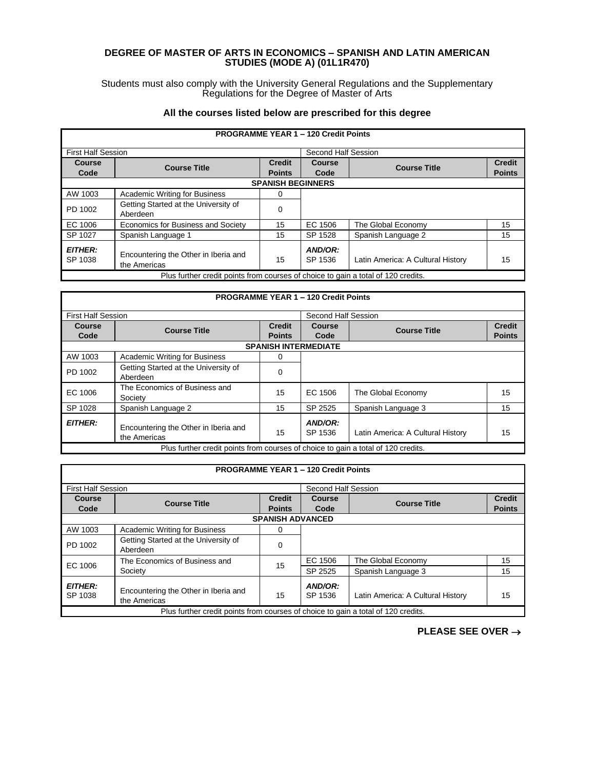# DEGREE OF MASTER OF ARTS IN ECONOMICS – SPANISH AND LATIN AMERICAN STUDIES (MODE A) (01L1R470)

Students must also comply with the University General Regulations and the Supplementary Regulations for the Degree of Master of Arts

### All the courses listed below are prescribed for this degree

| PROGRAMME YEAR 1 – 120 Credit Points | | | | | |
|---|---|---|---|---|---|
| First Half Session | | | Second Half Session | | |
| **Course Code** | **Course Title** | **Credit Points** | **Course Code** | **Course Title** | **Credit Points** |
| **SPANISH BEGINNERS** | | | | | |
| AW 1003 | Academic Writing for Business | 0 | | | |
| PD 1002 | Getting Started at the University of Aberdeen | 0 | | | |
| EC 1006 | Economics for Business and Society | 15 | EC 1506 | The Global Economy | 15 |
| SP 1027 | Spanish Language 1 | 15 | SP 1528 | Spanish Language 2 | 15 |
| ***EITHER:*** SP 1038 | Encountering the Other in Iberia and the Americas | 15 | ***AND/OR:*** SP 1536 | Latin America: A Cultural History | 15 |
| Plus further credit points from courses of choice to gain a total of 120 credits. | | | | | |

| PROGRAMME YEAR 1 – 120 Credit Points | | | | | |
|---|---|---|---|---|---|
| First Half Session | | | Second Half Session | | |
| **Course Code** | **Course Title** | **Credit Points** | **Course Code** | **Course Title** | **Credit Points** |
| **SPANISH INTERMEDIATE** | | | | | |
| AW 1003 | Academic Writing for Business | 0 | | | |
| PD 1002 | Getting Started at the University of Aberdeen | 0 | | | |
| EC 1006 | The Economics of Business and Society | 15 | EC 1506 | The Global Economy | 15 |
| SP 1028 | Spanish Language 2 | 15 | SP 2525 | Spanish Language 3 | 15 |
| ***EITHER:*** | Encountering the Other in Iberia and the Americas | 15 | ***AND/OR:*** SP 1536 | Latin America: A Cultural History | 15 |
| Plus further credit points from courses of choice to gain a total of 120 credits. | | | | | |

| PROGRAMME YEAR 1 – 120 Credit Points | | | | | |
|---|---|---|---|---|---|
| First Half Session | | | Second Half Session | | |
| **Course Code** | **Course Title** | **Credit Points** | **Course Code** | **Course Title** | **Credit Points** |
| **SPANISH ADVANCED** | | | | | |
| AW 1003 | Academic Writing for Business | 0 | | | |
| PD 1002 | Getting Started at the University of Aberdeen | 0 | | | |
| EC 1006 | The Economics of Business and Society | 15 | EC 1506 | The Global Economy | 15 |
| | | | SP 2525 | Spanish Language 3 | 15 |
| ***EITHER:*** SP 1038 | Encountering the Other in Iberia and the Americas | 15 | ***AND/OR:*** SP 1536 | Latin America: A Cultural History | 15 |
| Plus further credit points from courses of choice to gain a total of 120 credits. | | | | | |

**PLEASE SEE OVER →**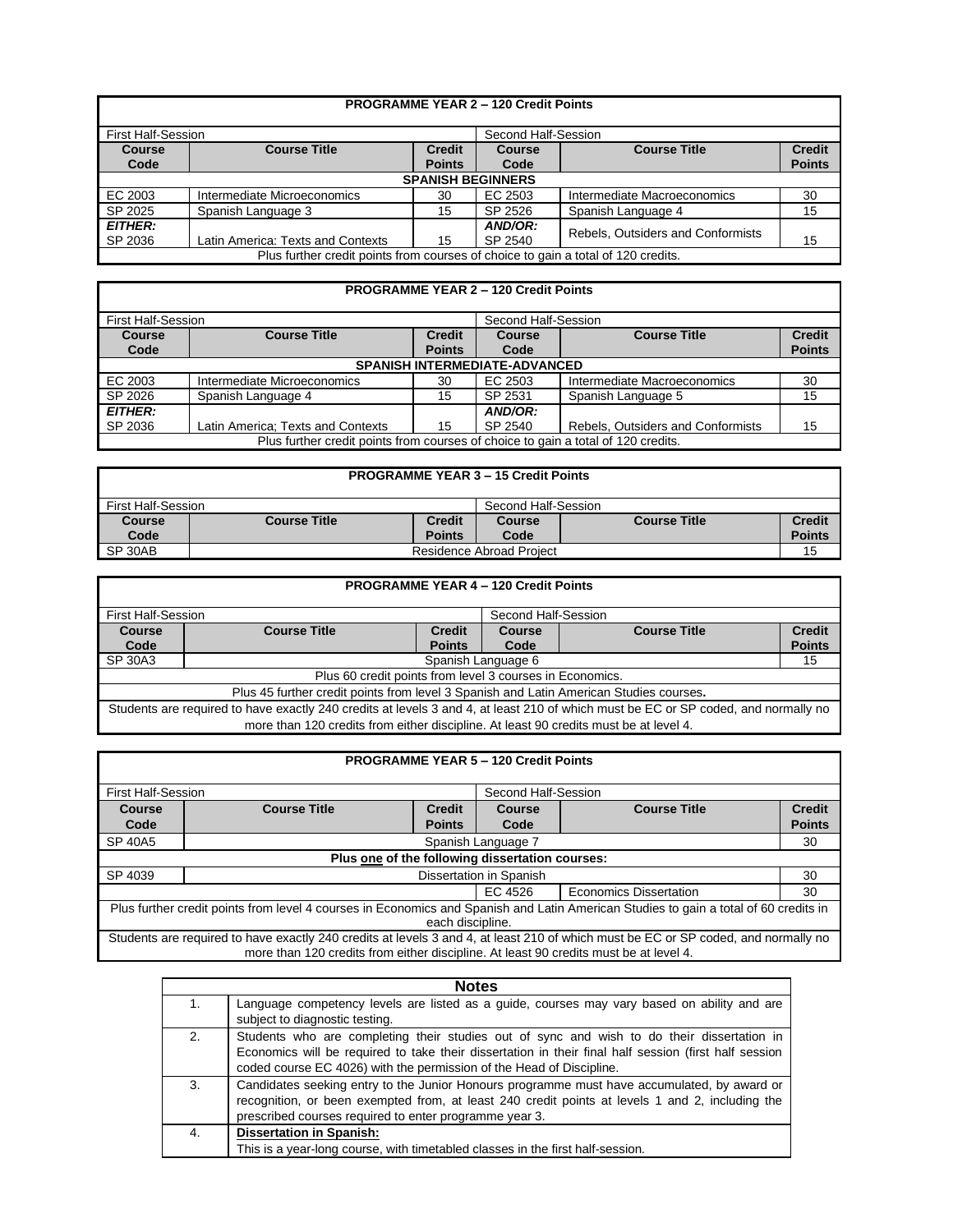| PROGRAMME YEAR 2 – 120 Credit Points | | | | | |
|---|---|---|---|---|---|
| First Half-Session | | | Second Half-Session | | |
| **Course Code** | **Course Title** | **Credit Points** | **Course Code** | **Course Title** | **Credit Points** |
| **SPANISH BEGINNERS** | | | | | |
| EC 2003 | Intermediate Microeconomics | 30 | EC 2503 | Intermediate Macroeconomics | 30 |
| SP 2025 | Spanish Language 3 | 15 | SP 2526 | Spanish Language 4 | 15 |
| ***EITHER:*** SP 2036 | Latin America: Texts and Contexts | 15 | ***AND/OR:*** SP 2540 | Rebels, Outsiders and Conformists | 15 |
| Plus further credit points from courses of choice to gain a total of 120 credits. | | | | | |

| PROGRAMME YEAR 2 – 120 Credit Points | | | | | |
|---|---|---|---|---|---|
| First Half-Session | | | Second Half-Session | | |
| **Course Code** | **Course Title** | **Credit Points** | **Course Code** | **Course Title** | **Credit Points** |
| **SPANISH INTERMEDIATE-ADVANCED** | | | | | |
| EC 2003 | Intermediate Microeconomics | 30 | EC 2503 | Intermediate Macroeconomics | 30 |
| SP 2026 | Spanish Language 4 | 15 | SP 2531 | Spanish Language 5 | 15 |
| ***EITHER:*** SP 2036 | Latin America; Texts and Contexts | 15 | ***AND/OR:*** SP 2540 | Rebels, Outsiders and Conformists | 15 |
| Plus further credit points from courses of choice to gain a total of 120 credits. | | | | | |

| PROGRAMME YEAR 3 – 15 Credit Points | | | | | |
|---|---|---|---|---|---|
| First Half-Session | | | Second Half-Session | | |
| **Course Code** | **Course Title** | **Credit Points** | **Course Code** | **Course Title** | **Credit Points** |
| SP 30AB | Residence Abroad Project | | | | 15 |

| PROGRAMME YEAR 4 – 120 Credit Points | | | | | |
|---|---|---|---|---|---|
| First Half-Session | | | Second Half-Session | | |
| **Course Code** | **Course Title** | **Credit Points** | **Course Code** | **Course Title** | **Credit Points** |
| SP 30A3 | Spanish Language 6 | | | | 15 |
| Plus 60 credit points from level 3 courses in Economics. | | | | | |
| Plus 45 further credit points from level 3 Spanish and Latin American Studies courses**.** | | | | | |
| Students are required to have exactly 240 credits at levels 3 and 4, at least 210 of which must be EC or SP coded, and normally no more than 120 credits from either discipline. At least 90 credits must be at level 4. | | | | | |

| PROGRAMME YEAR 5 – 120 Credit Points | | | | | |
|---|---|---|---|---|---|
| First Half-Session | | | Second Half-Session | | |
| **Course Code** | **Course Title** | **Credit Points** | **Course Code** | **Course Title** | **Credit Points** |
| SP 40A5 | Spanish Language 7 | | | | 30 |
| **Plus one of the following dissertation courses:** | | | | | |
| SP 4039 | Dissertation in Spanish | | | | 30 |
| | | | EC 4526 | Economics Dissertation | 30 |
| Plus further credit points from level 4 courses in Economics and Spanish and Latin American Studies to gain a total of 60 credits in each discipline. | | | | | |
| Students are required to have exactly 240 credits at levels 3 and 4, at least 210 of which must be EC or SP coded, and normally no more than 120 credits from either discipline. At least 90 credits must be at level 4. | | | | | |

| Notes | |
|---|---|
| 1. | Language competency levels are listed as a guide, courses may vary based on ability and are subject to diagnostic testing. |
| 2. | Students who are completing their studies out of sync and wish to do their dissertation in Economics will be required to take their dissertation in their final half session (first half session coded course EC 4026) with the permission of the Head of Discipline. |
| 3. | Candidates seeking entry to the Junior Honours programme must have accumulated, by award or recognition, or been exempted from, at least 240 credit points at levels 1 and 2, including the prescribed courses required to enter programme year 3. |
| 4. | **Dissertation in Spanish:** This is a year-long course, with timetabled classes in the first half-session. |